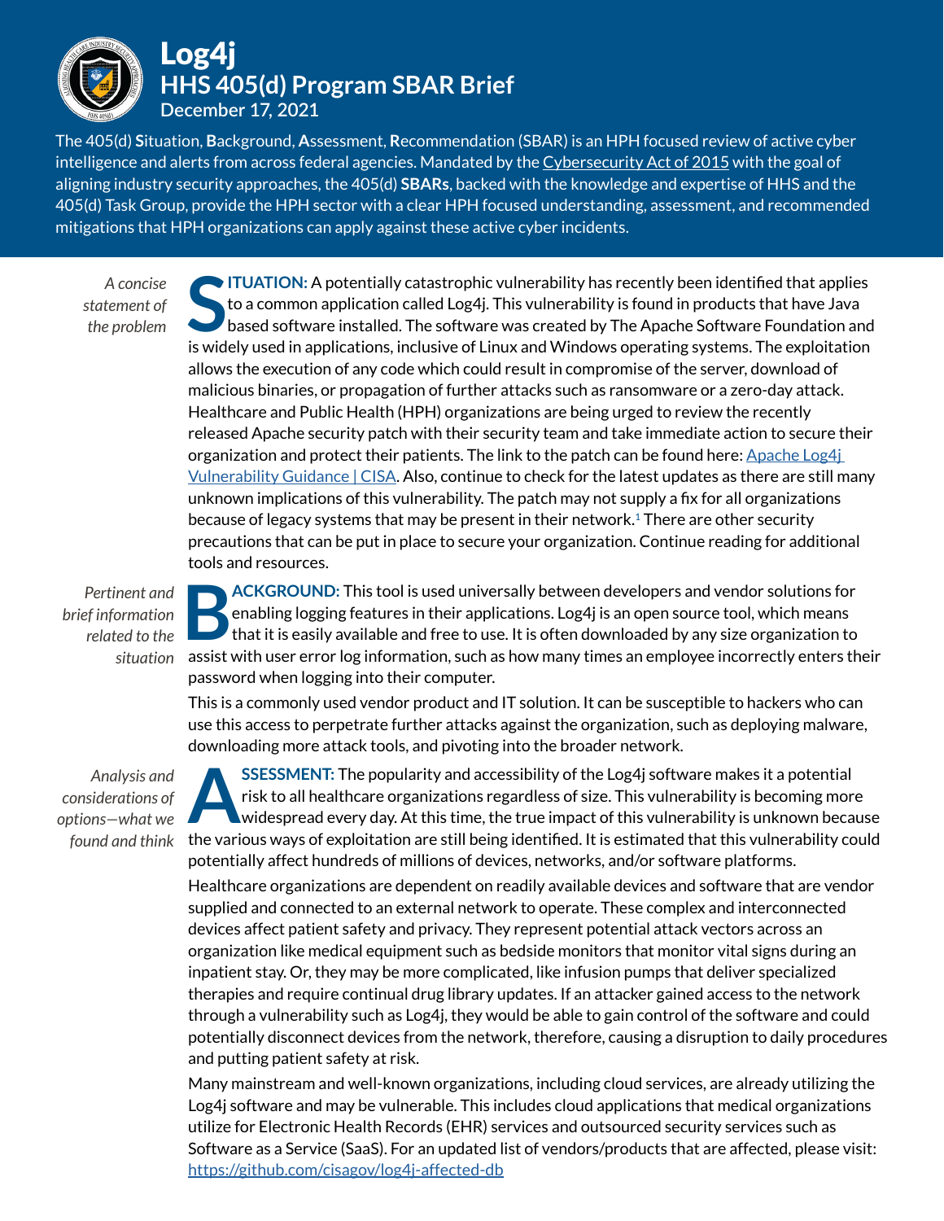# Log4j

## HHS 405(d) Program SBAR Brief

**December 17, 2021**

The 405(d) **S**ituation, **B**ackground, **A**ssessment, **R**ecommendation (SBAR) is an HPH focused review of active cyber intelligence and alerts from across federal agencies. Mandated by the Cybersecurity Act of 2015 with the goal of aligning industry security approaches, the 405(d) **SBARs**, backed with the knowledge and expertise of HHS and the 405(d) Task Group, provide the HPH sector with a clear HPH focused understanding, assessment, and recommended mitigations that HPH organizations can apply against these active cyber incidents.

*A concise statement of the problem*

**SITUATION:** A potentially catastrophic vulnerability has recently been identified that applies to a common application called Log4j. This vulnerability is found in products that have Java based software installed. The software was created by The Apache Software Foundation and is widely used in applications, inclusive of Linux and Windows operating systems. The exploitation allows the execution of any code which could result in compromise of the server, download of malicious binaries, or propagation of further attacks such as ransomware or a zero-day attack. Healthcare and Public Health (HPH) organizations are being urged to review the recently released Apache security patch with their security team and take immediate action to secure their organization and protect their patients. The link to the patch can be found here: Apache Log4j Vulnerability Guidance | CISA. Also, continue to check for the latest updates as there are still many unknown implications of this vulnerability. The patch may not supply a fix for all organizations because of legacy systems that may be present in their network.[1] There are other security precautions that can be put in place to secure your organization. Continue reading for additional tools and resources.

*Pertinent and brief information related to the situation*

**BACKGROUND:** This tool is used universally between developers and vendor solutions for enabling logging features in their applications. Log4j is an open source tool, which means that it is easily available and free to use. It is often downloaded by any size organization to assist with user error log information, such as how many times an employee incorrectly enters their password when logging into their computer.

This is a commonly used vendor product and IT solution. It can be susceptible to hackers who can use this access to perpetrate further attacks against the organization, such as deploying malware, downloading more attack tools, and pivoting into the broader network.

*Analysis and considerations of options—what we found and think*

**ASSESSMENT:** The popularity and accessibility of the Log4j software makes it a potential risk to all healthcare organizations regardless of size. This vulnerability is becoming more widespread every day. At this time, the true impact of this vulnerability is unknown because the various ways of exploitation are still being identified. It is estimated that this vulnerability could potentially affect hundreds of millions of devices, networks, and/or software platforms.

Healthcare organizations are dependent on readily available devices and software that are vendor supplied and connected to an external network to operate. These complex and interconnected devices affect patient safety and privacy. They represent potential attack vectors across an organization like medical equipment such as bedside monitors that monitor vital signs during an inpatient stay. Or, they may be more complicated, like infusion pumps that deliver specialized therapies and require continual drug library updates. If an attacker gained access to the network through a vulnerability such as Log4j, they would be able to gain control of the software and could potentially disconnect devices from the network, therefore, causing a disruption to daily procedures and putting patient safety at risk.

Many mainstream and well-known organizations, including cloud services, are already utilizing the Log4j software and may be vulnerable. This includes cloud applications that medical organizations utilize for Electronic Health Records (EHR) services and outsourced security services such as Software as a Service (SaaS). For an updated list of vendors/products that are affected, please visit: https://github.com/cisagov/log4j-affected-db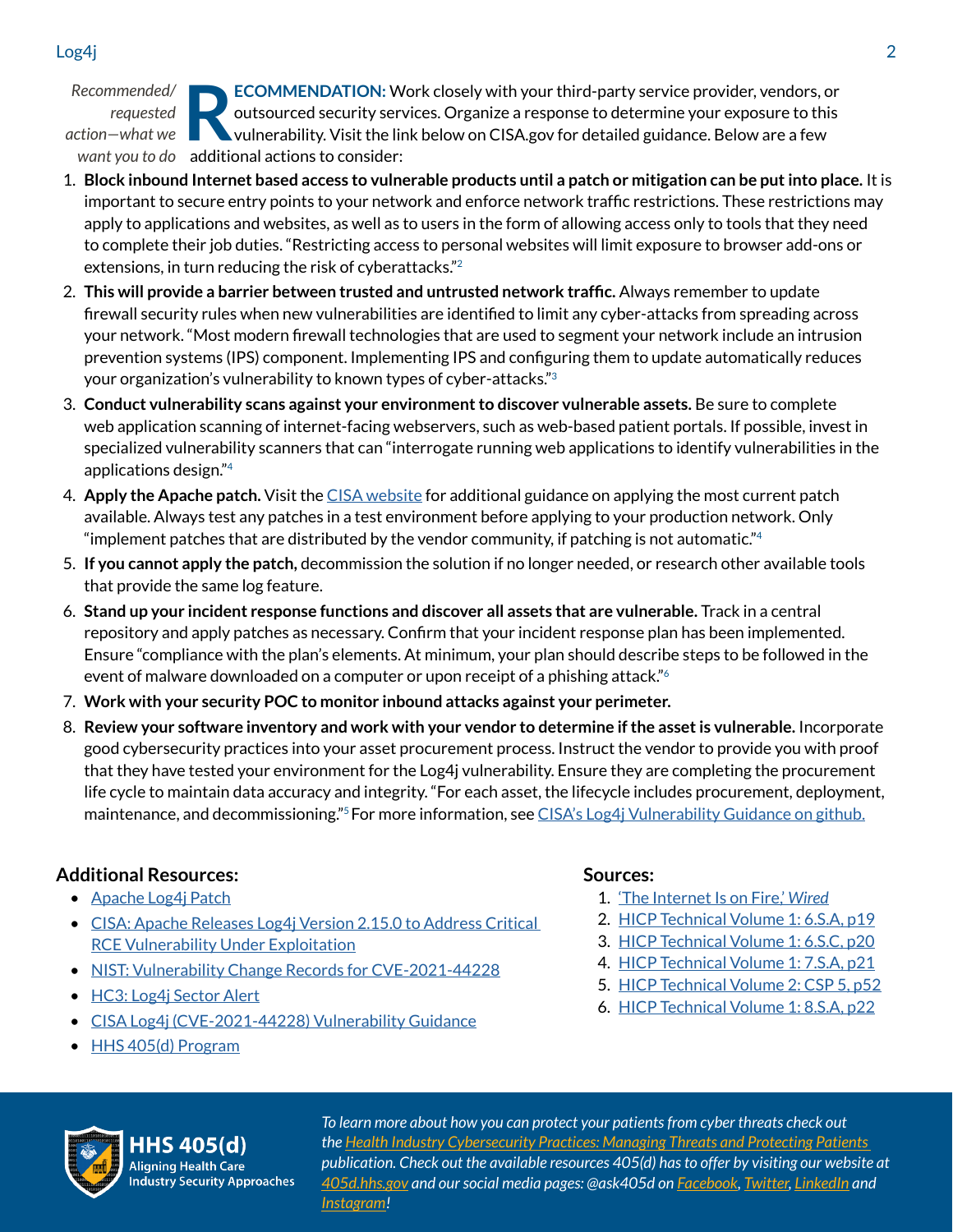*Recommended/ requested action—what we want you to do*

**RECOMMENDATION:** Work closely with your third-party service provider, vendors, or outsourced security services. Organize a response to determine your exposure to this vulnerability. Visit the link below on CISA.gov for detailed guidance. Below are a few additional actions to consider:

1. **Block inbound Internet based access to vulnerable products until a patch or mitigation can be put into place.** It is important to secure entry points to your network and enforce network traffic restrictions. These restrictions may apply to applications and websites, as well as to users in the form of allowing access only to tools that they need to complete their job duties. "Restricting access to personal websites will limit exposure to browser add-ons or extensions, in turn reducing the risk of cyberattacks."[2]
2. **This will provide a barrier between trusted and untrusted network traffic.** Always remember to update firewall security rules when new vulnerabilities are identified to limit any cyber-attacks from spreading across your network. "Most modern firewall technologies that are used to segment your network include an intrusion prevention systems (IPS) component. Implementing IPS and configuring them to update automatically reduces your organization's vulnerability to known types of cyber-attacks."[3]
3. **Conduct vulnerability scans against your environment to discover vulnerable assets.** Be sure to complete web application scanning of internet-facing webservers, such as web-based patient portals. If possible, invest in specialized vulnerability scanners that can "interrogate running web applications to identify vulnerabilities in the applications design."[4]
4. **Apply the Apache patch.** Visit the CISA website for additional guidance on applying the most current patch available. Always test any patches in a test environment before applying to your production network. Only "implement patches that are distributed by the vendor community, if patching is not automatic."[4]
5. **If you cannot apply the patch,** decommission the solution if no longer needed, or research other available tools that provide the same log feature.
6. **Stand up your incident response functions and discover all assets that are vulnerable.** Track in a central repository and apply patches as necessary. Confirm that your incident response plan has been implemented. Ensure "compliance with the plan's elements. At minimum, your plan should describe steps to be followed in the event of malware downloaded on a computer or upon receipt of a phishing attack."[6]
7. **Work with your security POC to monitor inbound attacks against your perimeter.**
8. **Review your software inventory and work with your vendor to determine if the asset is vulnerable.** Incorporate good cybersecurity practices into your asset procurement process. Instruct the vendor to provide you with proof that they have tested your environment for the Log4j vulnerability. Ensure they are completing the procurement life cycle to maintain data accuracy and integrity. "For each asset, the lifecycle includes procurement, deployment, maintenance, and decommissioning."[5] For more information, see CISA's Log4j Vulnerability Guidance on github.

## Additional Resources:

- Apache Log4j Patch
- CISA: Apache Releases Log4j Version 2.15.0 to Address Critical RCE Vulnerability Under Exploitation
- NIST: Vulnerability Change Records for CVE-2021-44228
- HC3: Log4j Sector Alert
- CISA Log4j (CVE-2021-44228) Vulnerability Guidance
- HHS 405(d) Program

## Sources:

1. 'The Internet Is on Fire,' *Wired*
2. HICP Technical Volume 1: 6.S.A, p19
3. HICP Technical Volume 1: 6.S.C, p20
4. HICP Technical Volume 1: 7.S.A, p21
5. HICP Technical Volume 2: CSP 5, p52
6. HICP Technical Volume 1: 8.S.A, p22

**HHS 405(d)** Aligning Health Care Industry Security Approaches

*To learn more about how you can protect your patients from cyber threats check out the Health Industry Cybersecurity Practices: Managing Threats and Protecting Patients publication. Check out the available resources 405(d) has to offer by visiting our website at 405d.hhs.gov and our social media pages: @ask405d on Facebook, Twitter, LinkedIn and Instagram!*